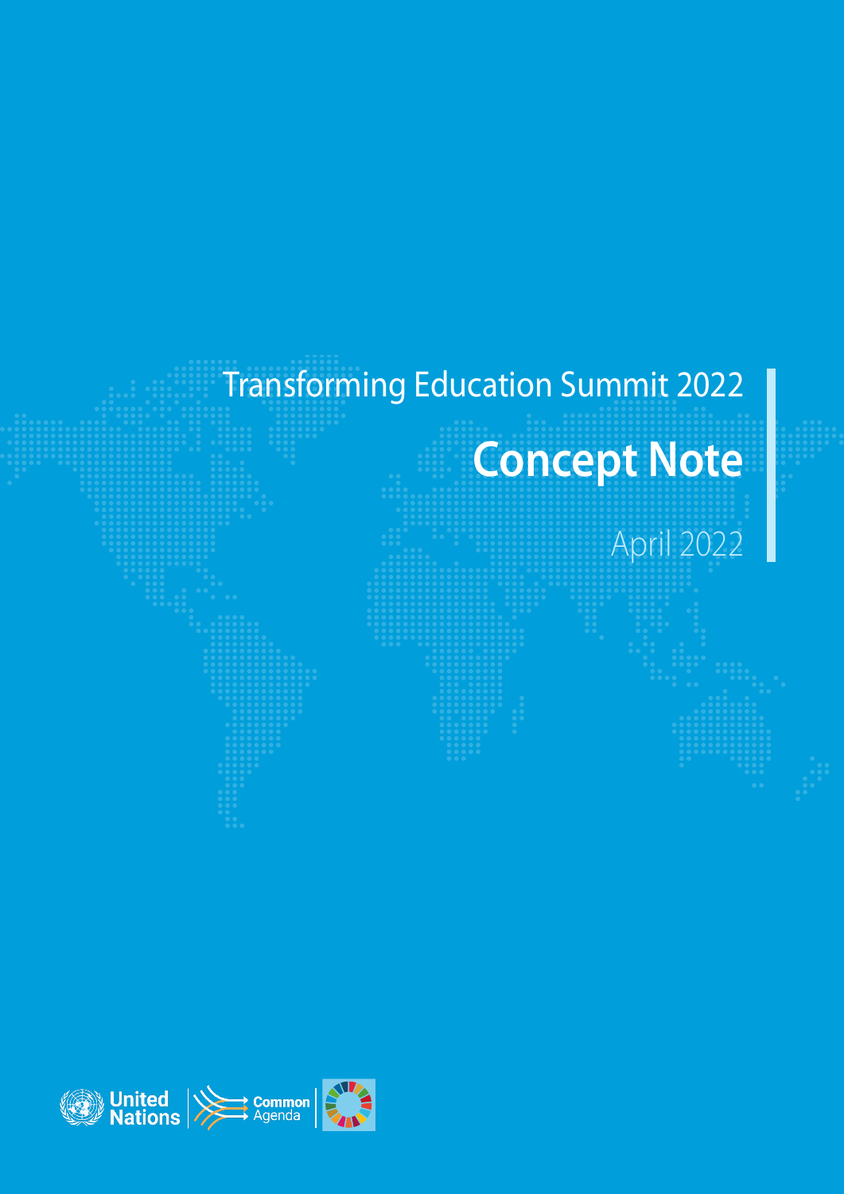# Transforming Education Summit 2022

# Concept Note

April 2022

United Nations | Common Agenda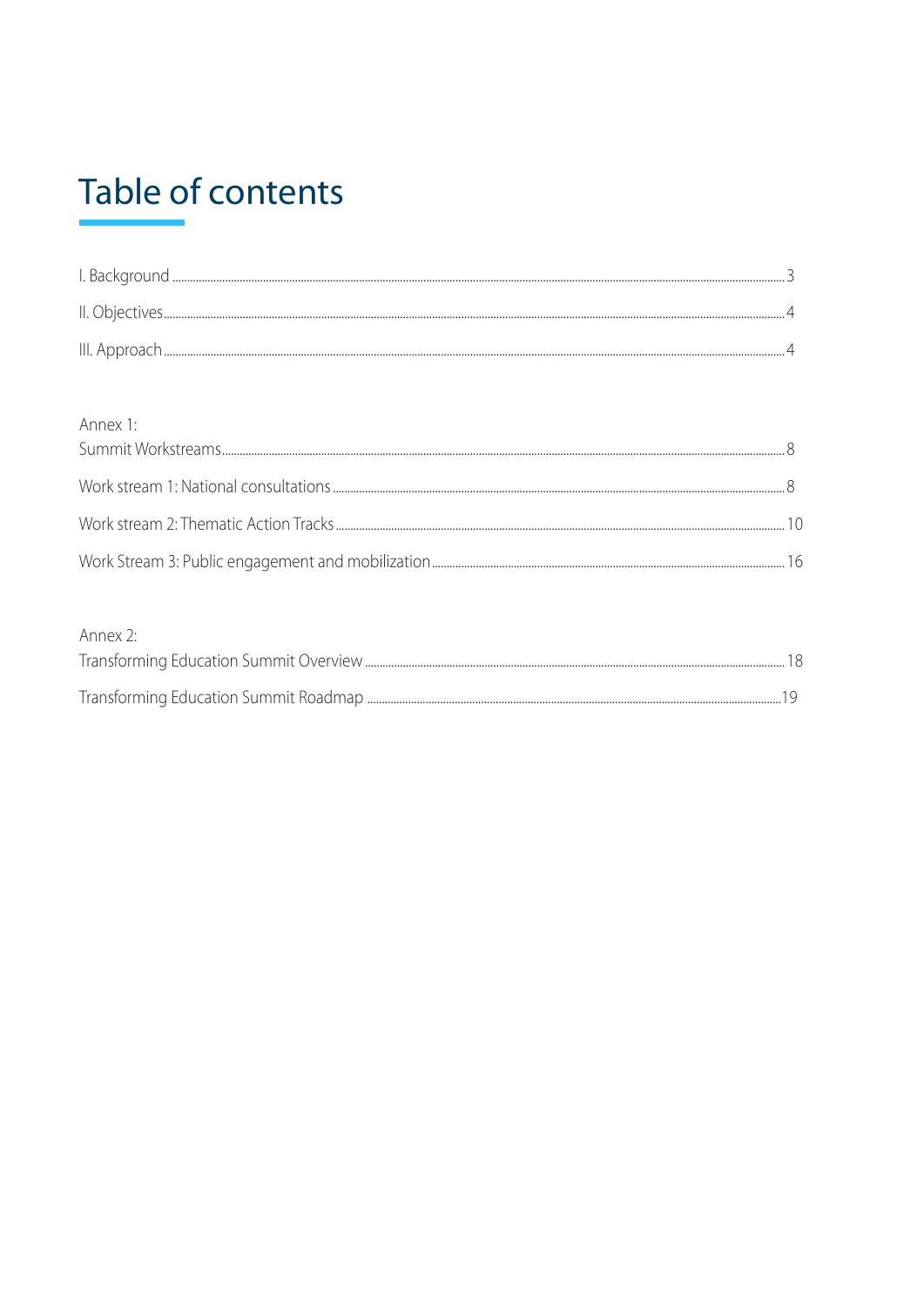# Table of contents

I. Background .......... 3

II. Objectives .......... 4

III. Approach .......... 4

Annex 1:
Summit Workstreams .......... 8

Work stream 1: National consultations .......... 8

Work stream 2: Thematic Action Tracks .......... 10

Work Stream 3: Public engagement and mobilization .......... 16

Annex 2:
Transforming Education Summit Overview .......... 18

Transforming Education Summit Roadmap .......... 19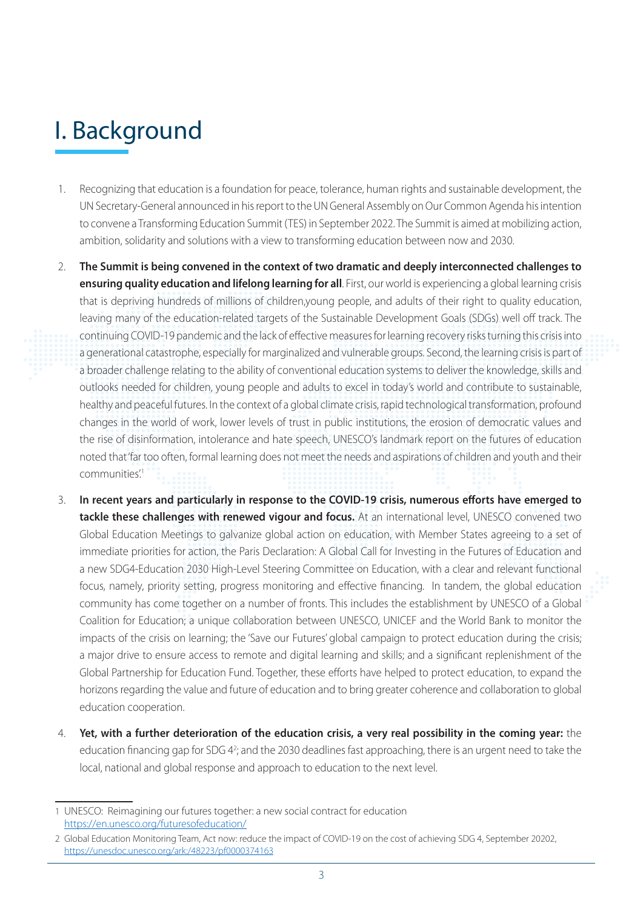# I. Background

1. Recognizing that education is a foundation for peace, tolerance, human rights and sustainable development, the UN Secretary-General announced in his report to the UN General Assembly on Our Common Agenda his intention to convene a Transforming Education Summit (TES) in September 2022. The Summit is aimed at mobilizing action, ambition, solidarity and solutions with a view to transforming education between now and 2030.

2. **The Summit is being convened in the context of two dramatic and deeply interconnected challenges to ensuring quality education and lifelong learning for all**. First, our world is experiencing a global learning crisis that is depriving hundreds of millions of children,young people, and adults of their right to quality education, leaving many of the education-related targets of the Sustainable Development Goals (SDGs) well off track. The continuing COVID-19 pandemic and the lack of effective measures for learning recovery risks turning this crisis into a generational catastrophe, especially for marginalized and vulnerable groups. Second, the learning crisis is part of a broader challenge relating to the ability of conventional education systems to deliver the knowledge, skills and outlooks needed for children, young people and adults to excel in today's world and contribute to sustainable, healthy and peaceful futures. In the context of a global climate crisis, rapid technological transformation, profound changes in the world of work, lower levels of trust in public institutions, the erosion of democratic values and the rise of disinformation, intolerance and hate speech, UNESCO's landmark report on the futures of education noted that 'far too often, formal learning does not meet the needs and aspirations of children and youth and their communities.'[1]

3. **In recent years and particularly in response to the COVID-19 crisis, numerous efforts have emerged to tackle these challenges with renewed vigour and focus.** At an international level, UNESCO convened two Global Education Meetings to galvanize global action on education, with Member States agreeing to a set of immediate priorities for action, the Paris Declaration: A Global Call for Investing in the Futures of Education and a new SDG4-Education 2030 High-Level Steering Committee on Education, with a clear and relevant functional focus, namely, priority setting, progress monitoring and effective financing. In tandem, the global education community has come together on a number of fronts. This includes the establishment by UNESCO of a Global Coalition for Education; a unique collaboration between UNESCO, UNICEF and the World Bank to monitor the impacts of the crisis on learning; the 'Save our Futures' global campaign to protect education during the crisis; a major drive to ensure access to remote and digital learning and skills; and a significant replenishment of the Global Partnership for Education Fund. Together, these efforts have helped to protect education, to expand the horizons regarding the value and future of education and to bring greater coherence and collaboration to global education cooperation.

4. **Yet, with a further deterioration of the education crisis, a very real possibility in the coming year:** the education financing gap for SDG 4[2]; and the 2030 deadlines fast approaching, there is an urgent need to take the local, national and global response and approach to education to the next level.

---

1 UNESCO: Reimagining our futures together: a new social contract for education https://en.unesco.org/futuresofeducation/

2 Global Education Monitoring Team, Act now: reduce the impact of COVID-19 on the cost of achieving SDG 4, September 20202, https://unesdoc.unesco.org/ark:/48223/pf0000374163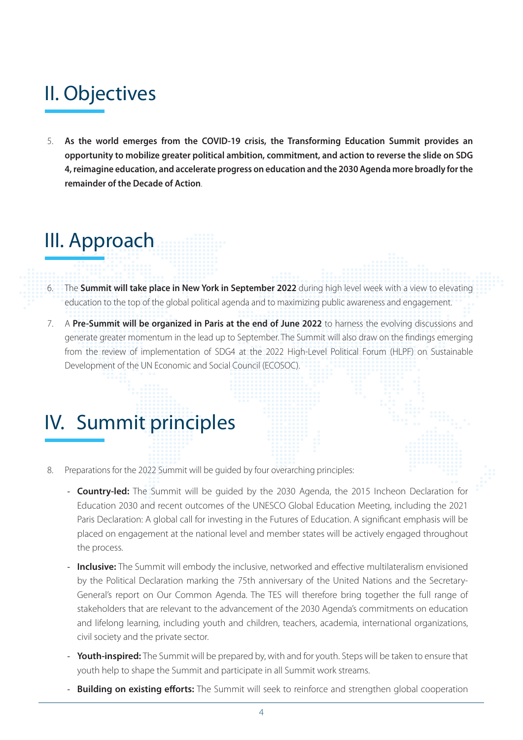# II. Objectives

5. **As the world emerges from the COVID-19 crisis, the Transforming Education Summit provides an opportunity to mobilize greater political ambition, commitment, and action to reverse the slide on SDG 4, reimagine education, and accelerate progress on education and the 2030 Agenda more broadly for the remainder of the Decade of Action**.

# III. Approach

6. The **Summit will take place in New York in September 2022** during high level week with a view to elevating education to the top of the global political agenda and to maximizing public awareness and engagement.

7. A **Pre-Summit will be organized in Paris at the end of June 2022** to harness the evolving discussions and generate greater momentum in the lead up to September. The Summit will also draw on the findings emerging from the review of implementation of SDG4 at the 2022 High-Level Political Forum (HLPF) on Sustainable Development of the UN Economic and Social Council (ECOSOC).

# IV. Summit principles

8. Preparations for the 2022 Summit will be guided by four overarching principles:

   - **Country-led:** The Summit will be guided by the 2030 Agenda, the 2015 Incheon Declaration for Education 2030 and recent outcomes of the UNESCO Global Education Meeting, including the 2021 Paris Declaration: A global call for investing in the Futures of Education. A significant emphasis will be placed on engagement at the national level and member states will be actively engaged throughout the process.
   - **Inclusive:** The Summit will embody the inclusive, networked and effective multilateralism envisioned by the Political Declaration marking the 75th anniversary of the United Nations and the Secretary-General's report on Our Common Agenda. The TES will therefore bring together the full range of stakeholders that are relevant to the advancement of the 2030 Agenda's commitments on education and lifelong learning, including youth and children, teachers, academia, international organizations, civil society and the private sector.
   - **Youth-inspired:** The Summit will be prepared by, with and for youth. Steps will be taken to ensure that youth help to shape the Summit and participate in all Summit work streams.
   - **Building on existing efforts:** The Summit will seek to reinforce and strengthen global cooperation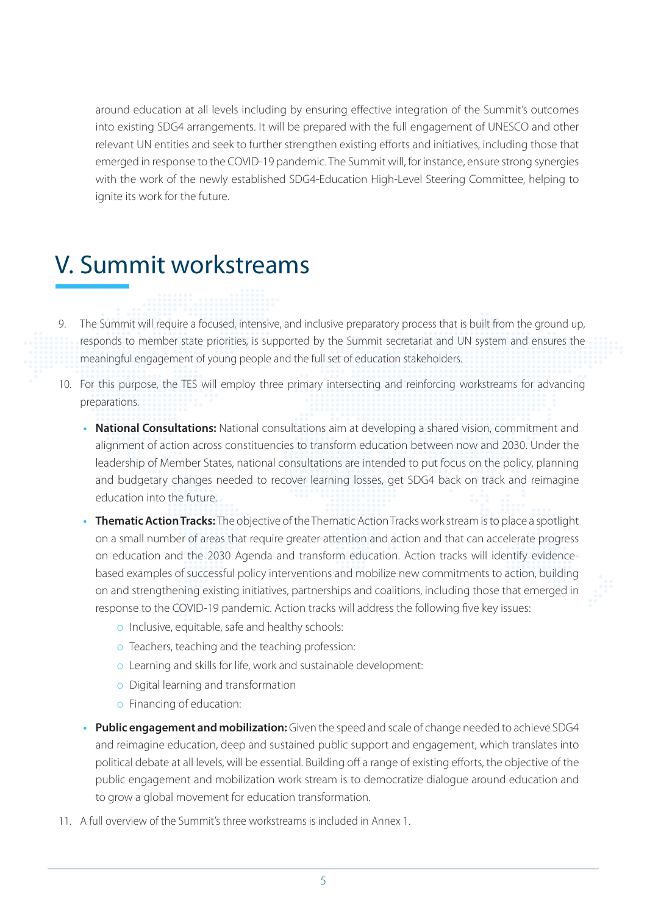around education at all levels including by ensuring effective integration of the Summit's outcomes into existing SDG4 arrangements. It will be prepared with the full engagement of UNESCO and other relevant UN entities and seek to further strengthen existing efforts and initiatives, including those that emerged in response to the COVID-19 pandemic. The Summit will, for instance, ensure strong synergies with the work of the newly established SDG4-Education High-Level Steering Committee, helping to ignite its work for the future.

# V. Summit workstreams

9. The Summit will require a focused, intensive, and inclusive preparatory process that is built from the ground up, responds to member state priorities, is supported by the Summit secretariat and UN system and ensures the meaningful engagement of young people and the full set of education stakeholders.

10. For this purpose, the TES will employ three primary intersecting and reinforcing workstreams for advancing preparations.

    - **National Consultations:** National consultations aim at developing a shared vision, commitment and alignment of action across constituencies to transform education between now and 2030. Under the leadership of Member States, national consultations are intended to put focus on the policy, planning and budgetary changes needed to recover learning losses, get SDG4 back on track and reimagine education into the future.
    - **Thematic Action Tracks:** The objective of the Thematic Action Tracks work stream is to place a spotlight on a small number of areas that require greater attention and action and that can accelerate progress on education and the 2030 Agenda and transform education. Action tracks will identify evidence-based examples of successful policy interventions and mobilize new commitments to action, building on and strengthening existing initiatives, partnerships and coalitions, including those that emerged in response to the COVID-19 pandemic. Action tracks will address the following five key issues:
        - Inclusive, equitable, safe and healthy schools:
        - Teachers, teaching and the teaching profession:
        - Learning and skills for life, work and sustainable development:
        - Digital learning and transformation
        - Financing of education:
    - **Public engagement and mobilization:** Given the speed and scale of change needed to achieve SDG4 and reimagine education, deep and sustained public support and engagement, which translates into political debate at all levels, will be essential. Building off a range of existing efforts, the objective of the public engagement and mobilization work stream is to democratize dialogue around education and to grow a global movement for education transformation.

11. A full overview of the Summit's three workstreams is included in Annex 1.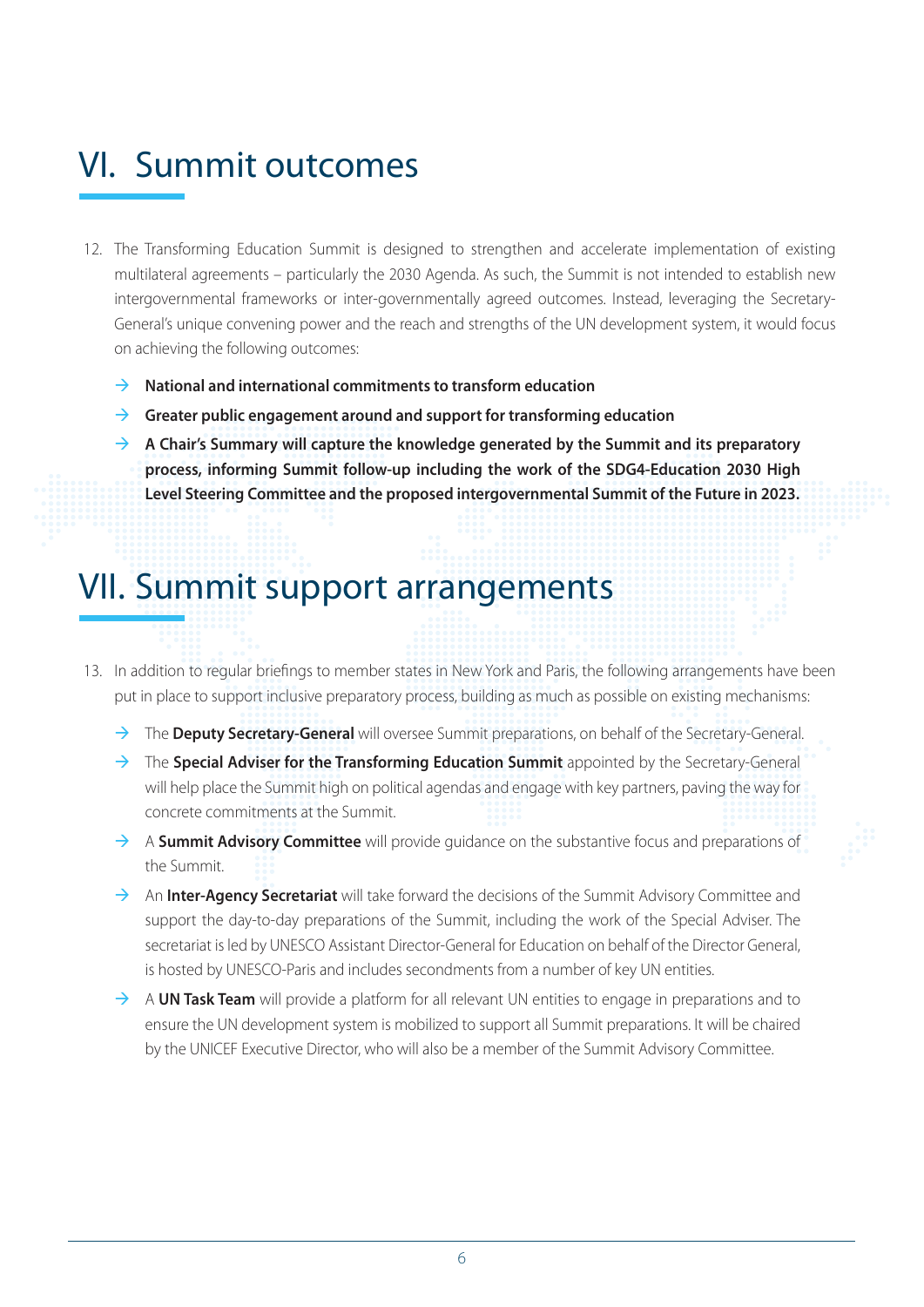# VI. Summit outcomes

12. The Transforming Education Summit is designed to strengthen and accelerate implementation of existing multilateral agreements – particularly the 2030 Agenda. As such, the Summit is not intended to establish new intergovernmental frameworks or inter-governmentally agreed outcomes. Instead, leveraging the Secretary-General's unique convening power and the reach and strengths of the UN development system, it would focus on achieving the following outcomes:

   - → **National and international commitments to transform education**
   - → **Greater public engagement around and support for transforming education**
   - → **A Chair's Summary will capture the knowledge generated by the Summit and its preparatory process, informing Summit follow-up including the work of the SDG4-Education 2030 High Level Steering Committee and the proposed intergovernmental Summit of the Future in 2023.**

# VII. Summit support arrangements

13. In addition to regular briefings to member states in New York and Paris, the following arrangements have been put in place to support inclusive preparatory process, building as much as possible on existing mechanisms:

   - → The **Deputy Secretary-General** will oversee Summit preparations, on behalf of the Secretary-General.
   - → The **Special Adviser for the Transforming Education Summit** appointed by the Secretary-General will help place the Summit high on political agendas and engage with key partners, paving the way for concrete commitments at the Summit.
   - → A **Summit Advisory Committee** will provide guidance on the substantive focus and preparations of the Summit.
   - → An **Inter-Agency Secretariat** will take forward the decisions of the Summit Advisory Committee and support the day-to-day preparations of the Summit, including the work of the Special Adviser. The secretariat is led by UNESCO Assistant Director-General for Education on behalf of the Director General, is hosted by UNESCO-Paris and includes secondments from a number of key UN entities.
   - → A **UN Task Team** will provide a platform for all relevant UN entities to engage in preparations and to ensure the UN development system is mobilized to support all Summit preparations. It will be chaired by the UNICEF Executive Director, who will also be a member of the Summit Advisory Committee.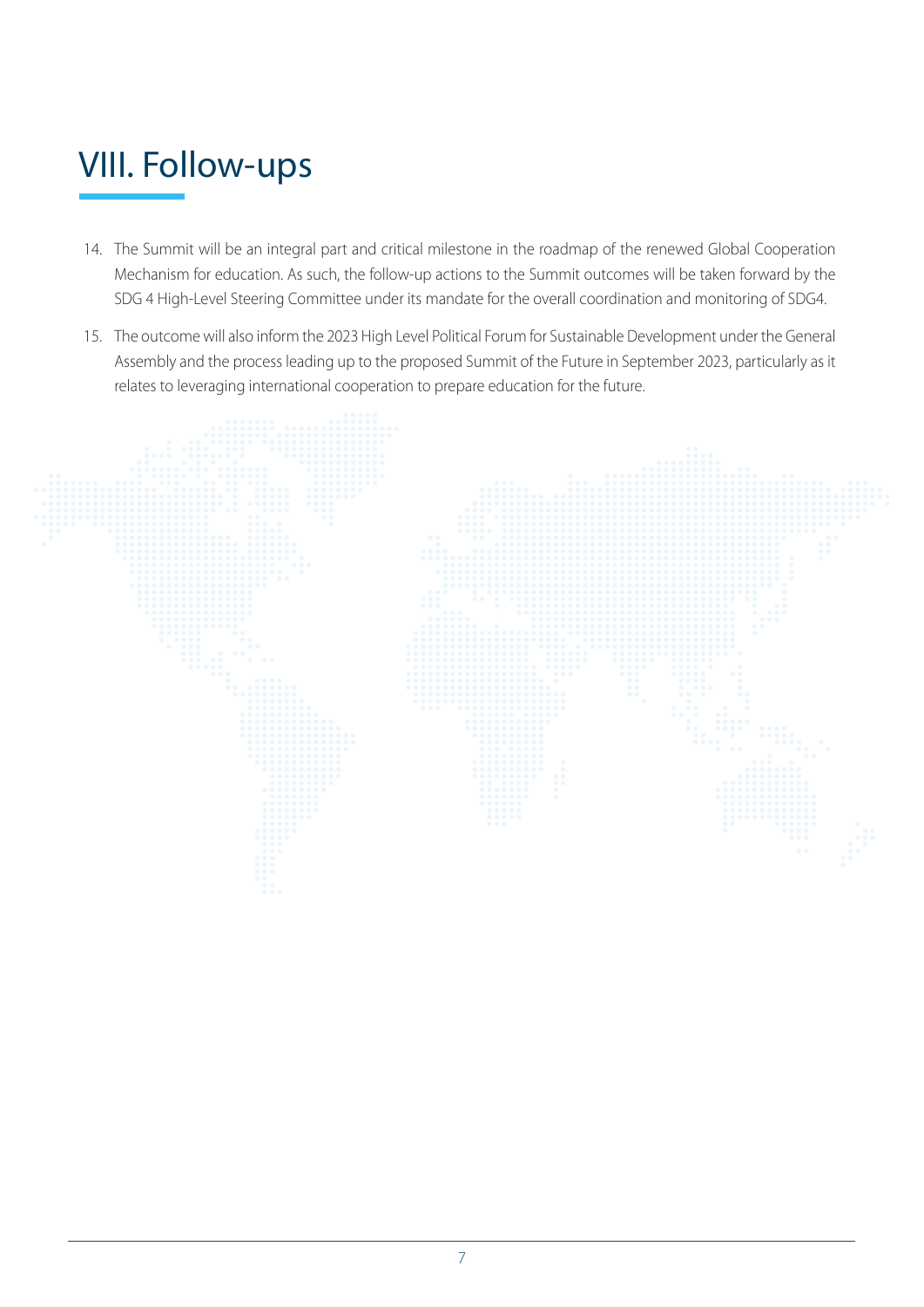# VIII. Follow-ups

14. The Summit will be an integral part and critical milestone in the roadmap of the renewed Global Cooperation Mechanism for education. As such, the follow-up actions to the Summit outcomes will be taken forward by the SDG 4 High-Level Steering Committee under its mandate for the overall coordination and monitoring of SDG4.

15. The outcome will also inform the 2023 High Level Political Forum for Sustainable Development under the General Assembly and the process leading up to the proposed Summit of the Future in September 2023, particularly as it relates to leveraging international cooperation to prepare education for the future.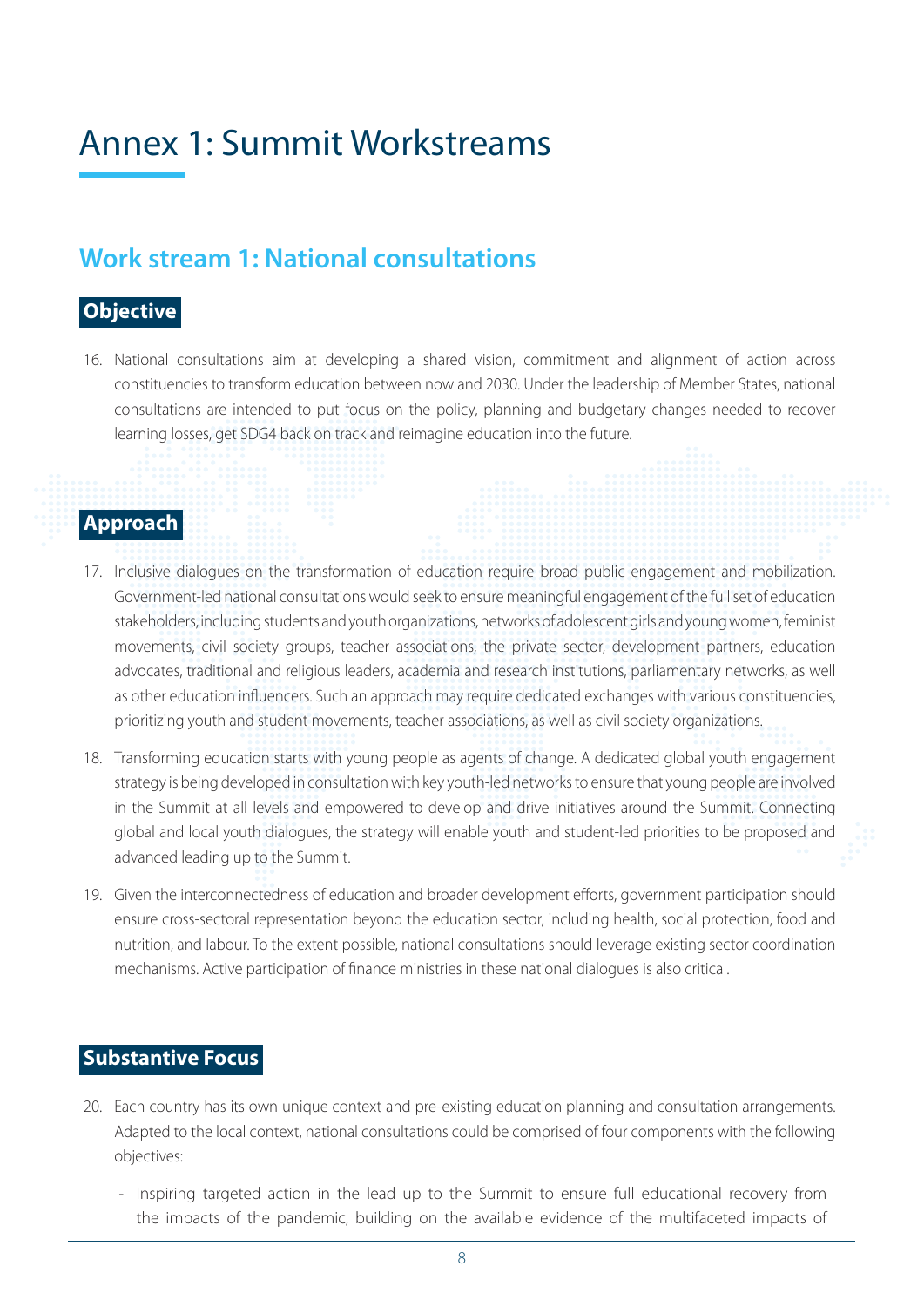# Annex 1: Summit Workstreams

## Work stream 1: National consultations

### Objective

16. National consultations aim at developing a shared vision, commitment and alignment of action across constituencies to transform education between now and 2030. Under the leadership of Member States, national consultations are intended to put focus on the policy, planning and budgetary changes needed to recover learning losses, get SDG4 back on track and reimagine education into the future.

### Approach

17. Inclusive dialogues on the transformation of education require broad public engagement and mobilization. Government-led national consultations would seek to ensure meaningful engagement of the full set of education stakeholders, including students and youth organizations, networks of adolescent girls and young women, feminist movements, civil society groups, teacher associations, the private sector, development partners, education advocates, traditional and religious leaders, academia and research institutions, parliamentary networks, as well as other education influencers. Such an approach may require dedicated exchanges with various constituencies, prioritizing youth and student movements, teacher associations, as well as civil society organizations.

18. Transforming education starts with young people as agents of change. A dedicated global youth engagement strategy is being developed in consultation with key youth-led networks to ensure that young people are involved in the Summit at all levels and empowered to develop and drive initiatives around the Summit. Connecting global and local youth dialogues, the strategy will enable youth and student-led priorities to be proposed and advanced leading up to the Summit.

19. Given the interconnectedness of education and broader development efforts, government participation should ensure cross-sectoral representation beyond the education sector, including health, social protection, food and nutrition, and labour. To the extent possible, national consultations should leverage existing sector coordination mechanisms. Active participation of finance ministries in these national dialogues is also critical.

### Substantive Focus

20. Each country has its own unique context and pre-existing education planning and consultation arrangements. Adapted to the local context, national consultations could be comprised of four components with the following objectives:

    - Inspiring targeted action in the lead up to the Summit to ensure full educational recovery from the impacts of the pandemic, building on the available evidence of the multifaceted impacts of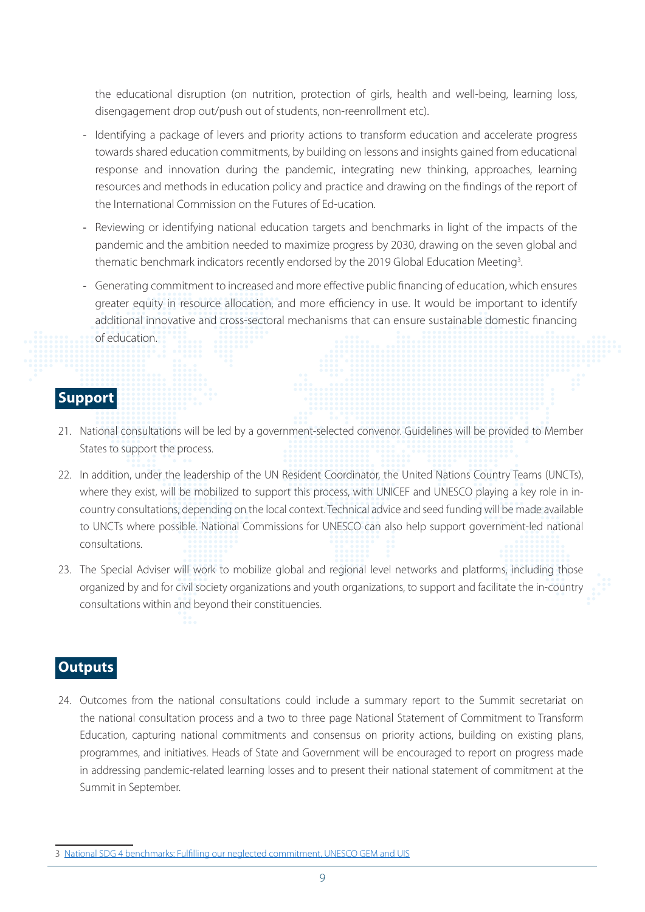the educational disruption (on nutrition, protection of girls, health and well-being, learning loss, disengagement drop out/push out of students, non-reenrollment etc).

- Identifying a package of levers and priority actions to transform education and accelerate progress towards shared education commitments, by building on lessons and insights gained from educational response and innovation during the pandemic, integrating new thinking, approaches, learning resources and methods in education policy and practice and drawing on the findings of the report of the International Commission on the Futures of Ed-ucation.
- Reviewing or identifying national education targets and benchmarks in light of the impacts of the pandemic and the ambition needed to maximize progress by 2030, drawing on the seven global and thematic benchmark indicators recently endorsed by the 2019 Global Education Meeting[3].
- Generating commitment to increased and more effective public financing of education, which ensures greater equity in resource allocation, and more efficiency in use. It would be important to identify additional innovative and cross-sectoral mechanisms that can ensure sustainable domestic financing of education.

## Support

21. National consultations will be led by a government-selected convenor. Guidelines will be provided to Member States to support the process.
22. In addition, under the leadership of the UN Resident Coordinator, the United Nations Country Teams (UNCTs), where they exist, will be mobilized to support this process, with UNICEF and UNESCO playing a key role in in-country consultations, depending on the local context. Technical advice and seed funding will be made available to UNCTs where possible. National Commissions for UNESCO can also help support government-led national consultations.
23. The Special Adviser will work to mobilize global and regional level networks and platforms, including those organized by and for civil society organizations and youth organizations, to support and facilitate the in-country consultations within and beyond their constituencies.

## Outputs

24. Outcomes from the national consultations could include a summary report to the Summit secretariat on the national consultation process and a two to three page National Statement of Commitment to Transform Education, capturing national commitments and consensus on priority actions, building on existing plans, programmes, and initiatives. Heads of State and Government will be encouraged to report on progress made in addressing pandemic-related learning losses and to present their national statement of commitment at the Summit in September.

---

3 National SDG 4 benchmarks: Fulfilling our neglected commitment, UNESCO GEM and UIS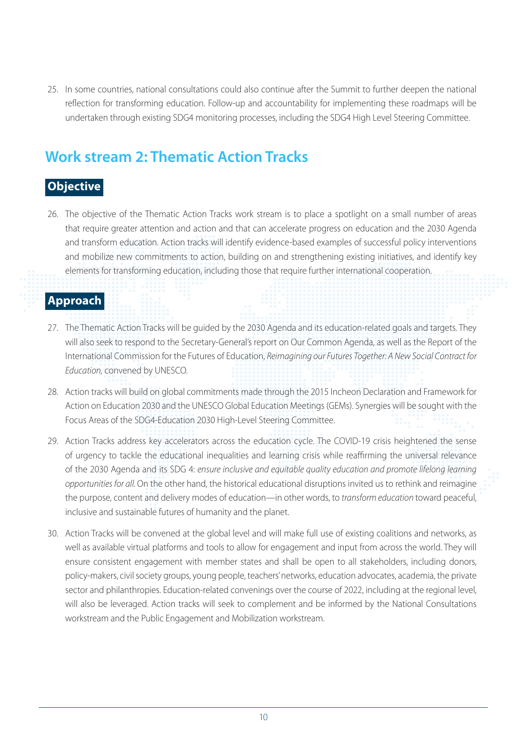25. In some countries, national consultations could also continue after the Summit to further deepen the national reflection for transforming education. Follow-up and accountability for implementing these roadmaps will be undertaken through existing SDG4 monitoring processes, including the SDG4 High Level Steering Committee.

## Work stream 2: Thematic Action Tracks

### Objective

26. The objective of the Thematic Action Tracks work stream is to place a spotlight on a small number of areas that require greater attention and action and that can accelerate progress on education and the 2030 Agenda and transform education. Action tracks will identify evidence-based examples of successful policy interventions and mobilize new commitments to action, building on and strengthening existing initiatives, and identify key elements for transforming education, including those that require further international cooperation.

### Approach

27. The Thematic Action Tracks will be guided by the 2030 Agenda and its education-related goals and targets. They will also seek to respond to the Secretary-General's report on Our Common Agenda, as well as the Report of the International Commission for the Futures of Education, *Reimagining our Futures Together: A New Social Contract for Education,* convened by UNESCO.

28. Action tracks will build on global commitments made through the 2015 Incheon Declaration and Framework for Action on Education 2030 and the UNESCO Global Education Meetings (GEMs). Synergies will be sought with the Focus Areas of the SDG4-Education 2030 High-Level Steering Committee.

29. Action Tracks address key accelerators across the education cycle. The COVID-19 crisis heightened the sense of urgency to tackle the educational inequalities and learning crisis while reaffirming the universal relevance of the 2030 Agenda and its SDG 4: *ensure inclusive and equitable quality education and promote lifelong learning opportunities for all.* On the other hand, the historical educational disruptions invited us to rethink and reimagine the purpose, content and delivery modes of education—in other words, to *transform education* toward peaceful, inclusive and sustainable futures of humanity and the planet.

30. Action Tracks will be convened at the global level and will make full use of existing coalitions and networks, as well as available virtual platforms and tools to allow for engagement and input from across the world. They will ensure consistent engagement with member states and shall be open to all stakeholders, including donors, policy-makers, civil society groups, young people, teachers' networks, education advocates, academia, the private sector and philanthropies. Education-related convenings over the course of 2022, including at the regional level, will also be leveraged. Action tracks will seek to complement and be informed by the National Consultations workstream and the Public Engagement and Mobilization workstream.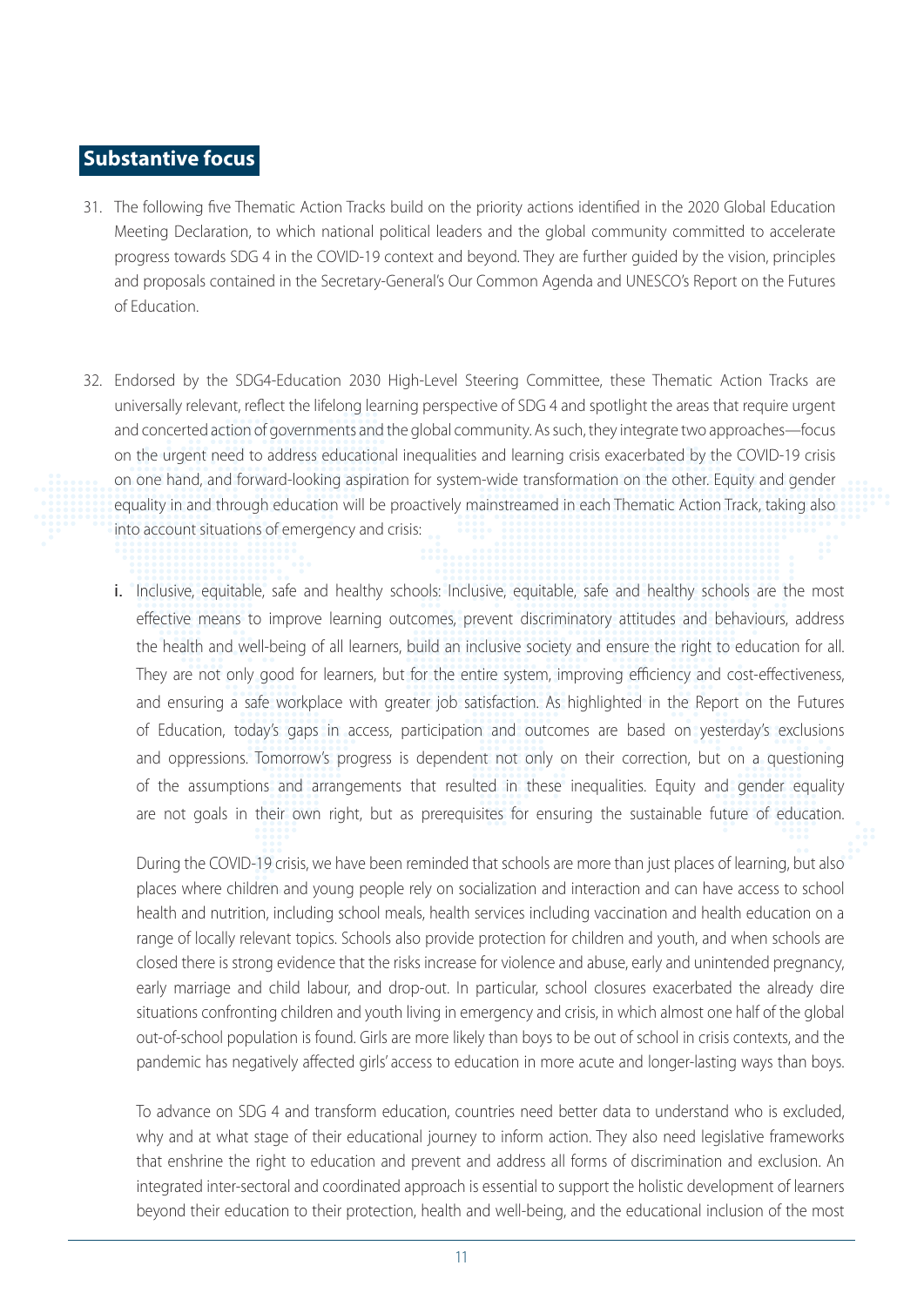## Substantive focus

31. The following five Thematic Action Tracks build on the priority actions identified in the 2020 Global Education Meeting Declaration, to which national political leaders and the global community committed to accelerate progress towards SDG 4 in the COVID-19 context and beyond. They are further guided by the vision, principles and proposals contained in the Secretary-General's Our Common Agenda and UNESCO's Report on the Futures of Education.

32. Endorsed by the SDG4-Education 2030 High-Level Steering Committee, these Thematic Action Tracks are universally relevant, reflect the lifelong learning perspective of SDG 4 and spotlight the areas that require urgent and concerted action of governments and the global community. As such, they integrate two approaches—focus on the urgent need to address educational inequalities and learning crisis exacerbated by the COVID-19 crisis on one hand, and forward-looking aspiration for system-wide transformation on the other. Equity and gender equality in and through education will be proactively mainstreamed in each Thematic Action Track, taking also into account situations of emergency and crisis:

    i. Inclusive, equitable, safe and healthy schools: Inclusive, equitable, safe and healthy schools are the most effective means to improve learning outcomes, prevent discriminatory attitudes and behaviours, address the health and well-being of all learners, build an inclusive society and ensure the right to education for all. They are not only good for learners, but for the entire system, improving efficiency and cost-effectiveness, and ensuring a safe workplace with greater job satisfaction. As highlighted in the Report on the Futures of Education, today's gaps in access, participation and outcomes are based on yesterday's exclusions and oppressions. Tomorrow's progress is dependent not only on their correction, but on a questioning of the assumptions and arrangements that resulted in these inequalities. Equity and gender equality are not goals in their own right, but as prerequisites for ensuring the sustainable future of education.

    During the COVID-19 crisis, we have been reminded that schools are more than just places of learning, but also places where children and young people rely on socialization and interaction and can have access to school health and nutrition, including school meals, health services including vaccination and health education on a range of locally relevant topics. Schools also provide protection for children and youth, and when schools are closed there is strong evidence that the risks increase for violence and abuse, early and unintended pregnancy, early marriage and child labour, and drop-out. In particular, school closures exacerbated the already dire situations confronting children and youth living in emergency and crisis, in which almost one half of the global out-of-school population is found. Girls are more likely than boys to be out of school in crisis contexts, and the pandemic has negatively affected girls' access to education in more acute and longer-lasting ways than boys.

    To advance on SDG 4 and transform education, countries need better data to understand who is excluded, why and at what stage of their educational journey to inform action. They also need legislative frameworks that enshrine the right to education and prevent and address all forms of discrimination and exclusion. An integrated inter-sectoral and coordinated approach is essential to support the holistic development of learners beyond their education to their protection, health and well-being, and the educational inclusion of the most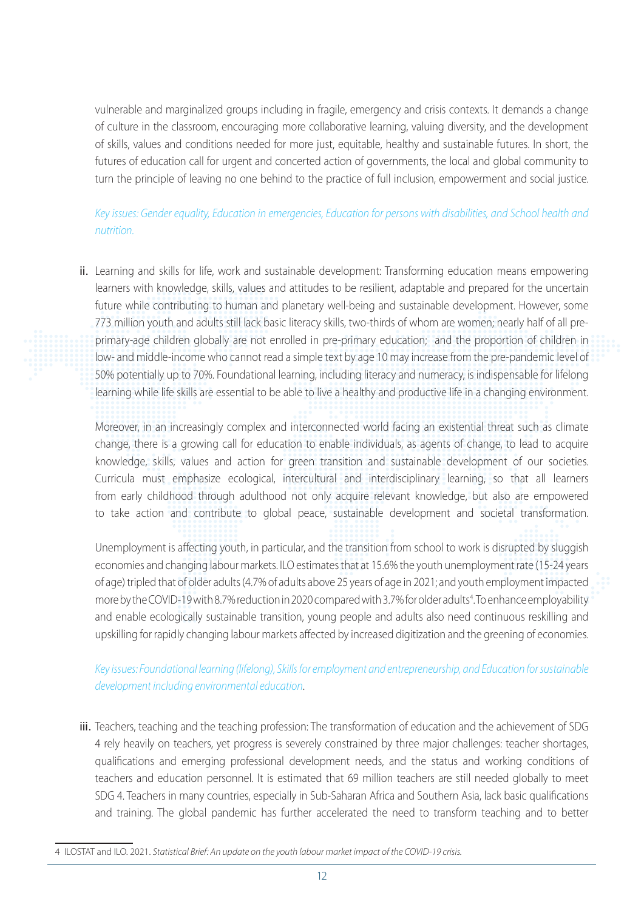vulnerable and marginalized groups including in fragile, emergency and crisis contexts. It demands a change of culture in the classroom, encouraging more collaborative learning, valuing diversity, and the development of skills, values and conditions needed for more just, equitable, healthy and sustainable futures. In short, the futures of education call for urgent and concerted action of governments, the local and global community to turn the principle of leaving no one behind to the practice of full inclusion, empowerment and social justice.

*Key issues: Gender equality, Education in emergencies, Education for persons with disabilities, and School health and nutrition.*

ii. Learning and skills for life, work and sustainable development: Transforming education means empowering learners with knowledge, skills, values and attitudes to be resilient, adaptable and prepared for the uncertain future while contributing to human and planetary well-being and sustainable development. However, some 773 million youth and adults still lack basic literacy skills, two-thirds of whom are women; nearly half of all pre-primary-age children globally are not enrolled in pre-primary education; and the proportion of children in low- and middle-income who cannot read a simple text by age 10 may increase from the pre-pandemic level of 50% potentially up to 70%. Foundational learning, including literacy and numeracy, is indispensable for lifelong learning while life skills are essential to be able to live a healthy and productive life in a changing environment.

Moreover, in an increasingly complex and interconnected world facing an existential threat such as climate change, there is a growing call for education to enable individuals, as agents of change, to lead to acquire knowledge, skills, values and action for green transition and sustainable development of our societies. Curricula must emphasize ecological, intercultural and interdisciplinary learning, so that all learners from early childhood through adulthood not only acquire relevant knowledge, but also are empowered to take action and contribute to global peace, sustainable development and societal transformation.

Unemployment is affecting youth, in particular, and the transition from school to work is disrupted by sluggish economies and changing labour markets. ILO estimates that at 15.6% the youth unemployment rate (15-24 years of age) tripled that of older adults (4.7% of adults above 25 years of age in 2021; and youth employment impacted more by the COVID-19 with 8.7% reduction in 2020 compared with 3.7% for older adults[4]. To enhance employability and enable ecologically sustainable transition, young people and adults also need continuous reskilling and upskilling for rapidly changing labour markets affected by increased digitization and the greening of economies.

*Key issues: Foundational learning (lifelong), Skills for employment and entrepreneurship, and Education for sustainable development including environmental education.*

iii. Teachers, teaching and the teaching profession: The transformation of education and the achievement of SDG 4 rely heavily on teachers, yet progress is severely constrained by three major challenges: teacher shortages, qualifications and emerging professional development needs, and the status and working conditions of teachers and education personnel. It is estimated that 69 million teachers are still needed globally to meet SDG 4. Teachers in many countries, especially in Sub-Saharan Africa and Southern Asia, lack basic qualifications and training. The global pandemic has further accelerated the need to transform teaching and to better

4 ILOSTAT and ILO. 2021. *Statistical Brief: An update on the youth labour market impact of the COVID-19 crisis.*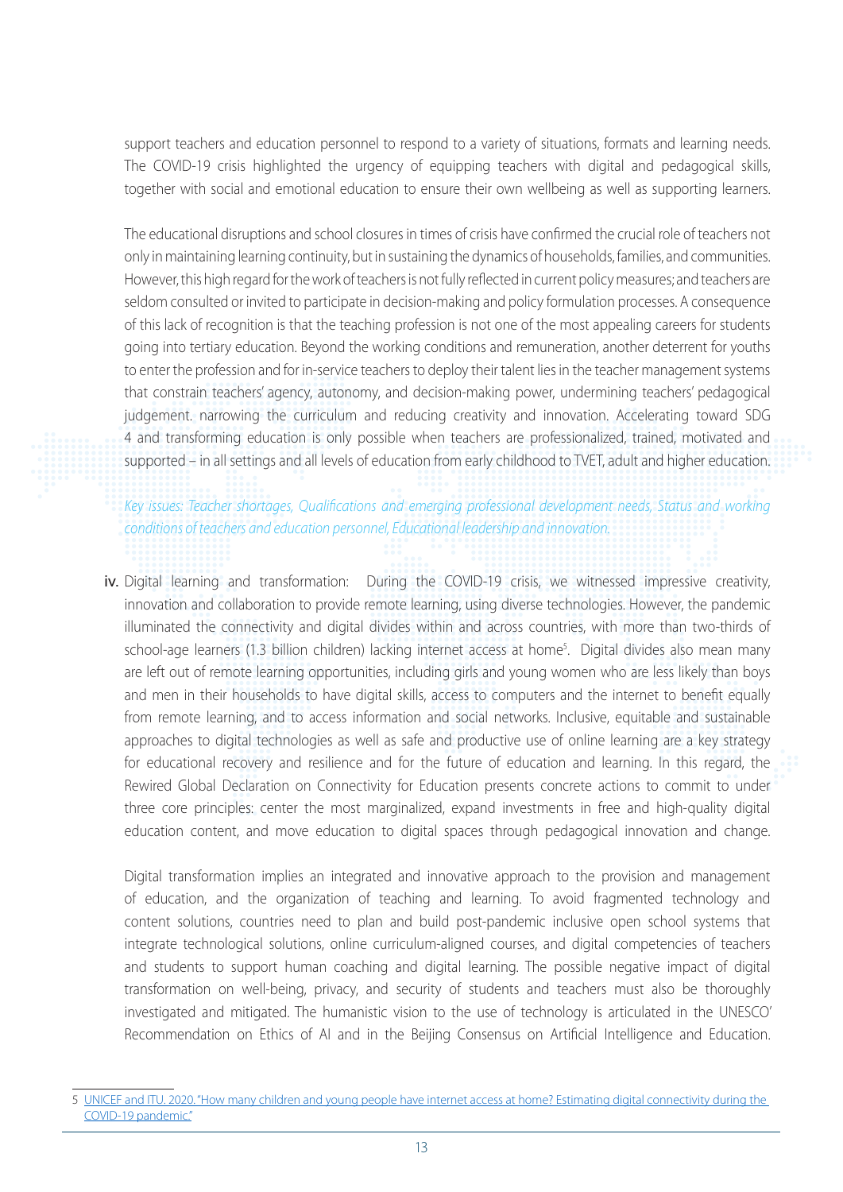support teachers and education personnel to respond to a variety of situations, formats and learning needs. The COVID-19 crisis highlighted the urgency of equipping teachers with digital and pedagogical skills, together with social and emotional education to ensure their own wellbeing as well as supporting learners.

The educational disruptions and school closures in times of crisis have confirmed the crucial role of teachers not only in maintaining learning continuity, but in sustaining the dynamics of households, families, and communities. However, this high regard for the work of teachers is not fully reflected in current policy measures; and teachers are seldom consulted or invited to participate in decision-making and policy formulation processes. A consequence of this lack of recognition is that the teaching profession is not one of the most appealing careers for students going into tertiary education. Beyond the working conditions and remuneration, another deterrent for youths to enter the profession and for in-service teachers to deploy their talent lies in the teacher management systems that constrain teachers' agency, autonomy, and decision-making power, undermining teachers' pedagogical judgement. narrowing the curriculum and reducing creativity and innovation. Accelerating toward SDG 4 and transforming education is only possible when teachers are professionalized, trained, motivated and supported – in all settings and all levels of education from early childhood to TVET, adult and higher education.

*Key issues: Teacher shortages, Qualifications and emerging professional development needs, Status and working conditions of teachers and education personnel, Educational leadership and innovation.*

iv. Digital learning and transformation: During the COVID-19 crisis, we witnessed impressive creativity, innovation and collaboration to provide remote learning, using diverse technologies. However, the pandemic illuminated the connectivity and digital divides within and across countries, with more than two-thirds of school-age learners (1.3 billion children) lacking internet access at home[5]. Digital divides also mean many are left out of remote learning opportunities, including girls and young women who are less likely than boys and men in their households to have digital skills, access to computers and the internet to benefit equally from remote learning, and to access information and social networks. Inclusive, equitable and sustainable approaches to digital technologies as well as safe and productive use of online learning are a key strategy for educational recovery and resilience and for the future of education and learning. In this regard, the Rewired Global Declaration on Connectivity for Education presents concrete actions to commit to under three core principles: center the most marginalized, expand investments in free and high-quality digital education content, and move education to digital spaces through pedagogical innovation and change.

Digital transformation implies an integrated and innovative approach to the provision and management of education, and the organization of teaching and learning. To avoid fragmented technology and content solutions, countries need to plan and build post-pandemic inclusive open school systems that integrate technological solutions, online curriculum-aligned courses, and digital competencies of teachers and students to support human coaching and digital learning. The possible negative impact of digital transformation on well-being, privacy, and security of students and teachers must also be thoroughly investigated and mitigated. The humanistic vision to the use of technology is articulated in the UNESCO' Recommendation on Ethics of AI and in the Beijing Consensus on Artificial Intelligence and Education.

---

5 UNICEF and ITU. 2020. "How many children and young people have internet access at home? Estimating digital connectivity during the COVID-19 pandemic."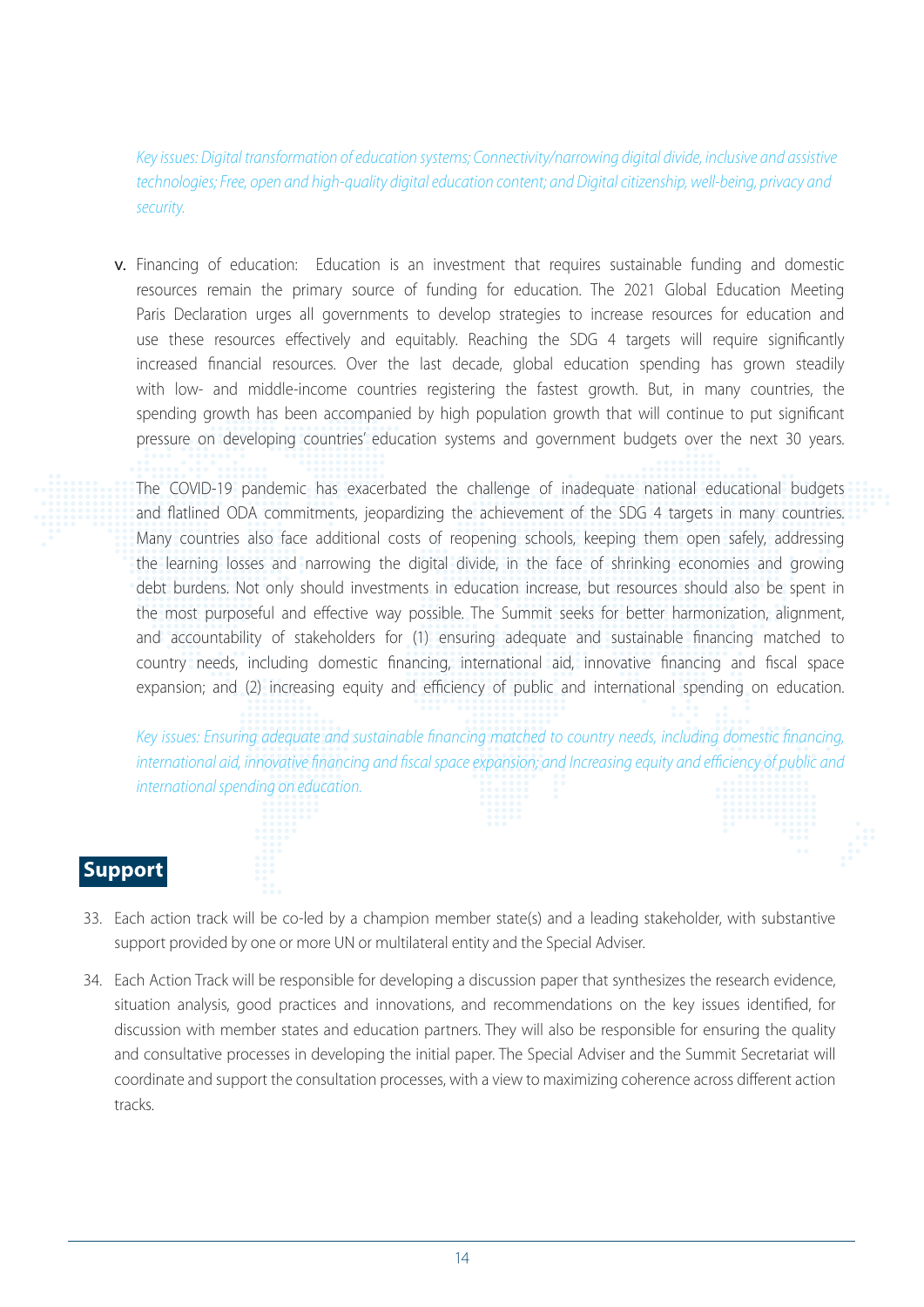*Key issues: Digital transformation of education systems; Connectivity/narrowing digital divide, inclusive and assistive technologies; Free, open and high-quality digital education content; and Digital citizenship, well-being, privacy and security.*

v. Financing of education: Education is an investment that requires sustainable funding and domestic resources remain the primary source of funding for education. The 2021 Global Education Meeting Paris Declaration urges all governments to develop strategies to increase resources for education and use these resources effectively and equitably. Reaching the SDG 4 targets will require significantly increased financial resources. Over the last decade, global education spending has grown steadily with low- and middle-income countries registering the fastest growth. But, in many countries, the spending growth has been accompanied by high population growth that will continue to put significant pressure on developing countries' education systems and government budgets over the next 30 years.

   The COVID-19 pandemic has exacerbated the challenge of inadequate national educational budgets and flatlined ODA commitments, jeopardizing the achievement of the SDG 4 targets in many countries. Many countries also face additional costs of reopening schools, keeping them open safely, addressing the learning losses and narrowing the digital divide, in the face of shrinking economies and growing debt burdens. Not only should investments in education increase, but resources should also be spent in the most purposeful and effective way possible. The Summit seeks for better harmonization, alignment, and accountability of stakeholders for (1) ensuring adequate and sustainable financing matched to country needs, including domestic financing, international aid, innovative financing and fiscal space expansion; and (2) increasing equity and efficiency of public and international spending on education.

   *Key issues: Ensuring adequate and sustainable financing matched to country needs, including domestic financing, international aid, innovative financing and fiscal space expansion; and Increasing equity and efficiency of public and international spending on education.*

## Support

33. Each action track will be co-led by a champion member state(s) and a leading stakeholder, with substantive support provided by one or more UN or multilateral entity and the Special Adviser.

34. Each Action Track will be responsible for developing a discussion paper that synthesizes the research evidence, situation analysis, good practices and innovations, and recommendations on the key issues identified, for discussion with member states and education partners. They will also be responsible for ensuring the quality and consultative processes in developing the initial paper. The Special Adviser and the Summit Secretariat will coordinate and support the consultation processes, with a view to maximizing coherence across different action tracks.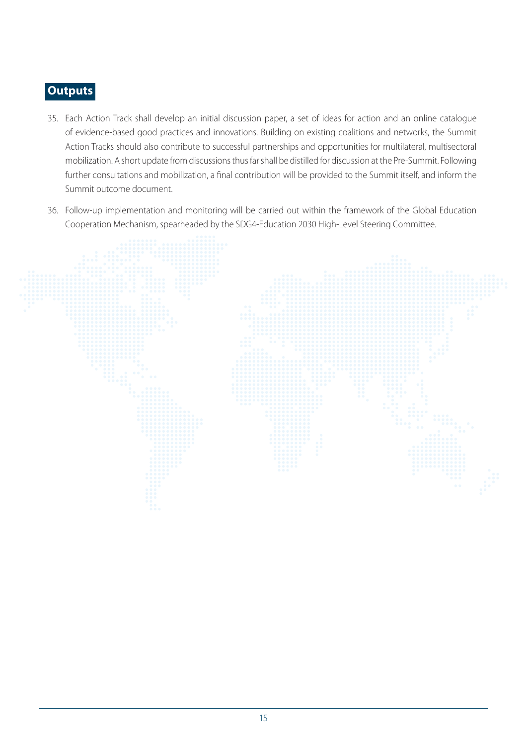## Outputs

35. Each Action Track shall develop an initial discussion paper, a set of ideas for action and an online catalogue of evidence-based good practices and innovations. Building on existing coalitions and networks, the Summit Action Tracks should also contribute to successful partnerships and opportunities for multilateral, multisectoral mobilization. A short update from discussions thus far shall be distilled for discussion at the Pre-Summit. Following further consultations and mobilization, a final contribution will be provided to the Summit itself, and inform the Summit outcome document.

36. Follow-up implementation and monitoring will be carried out within the framework of the Global Education Cooperation Mechanism, spearheaded by the SDG4-Education 2030 High-Level Steering Committee.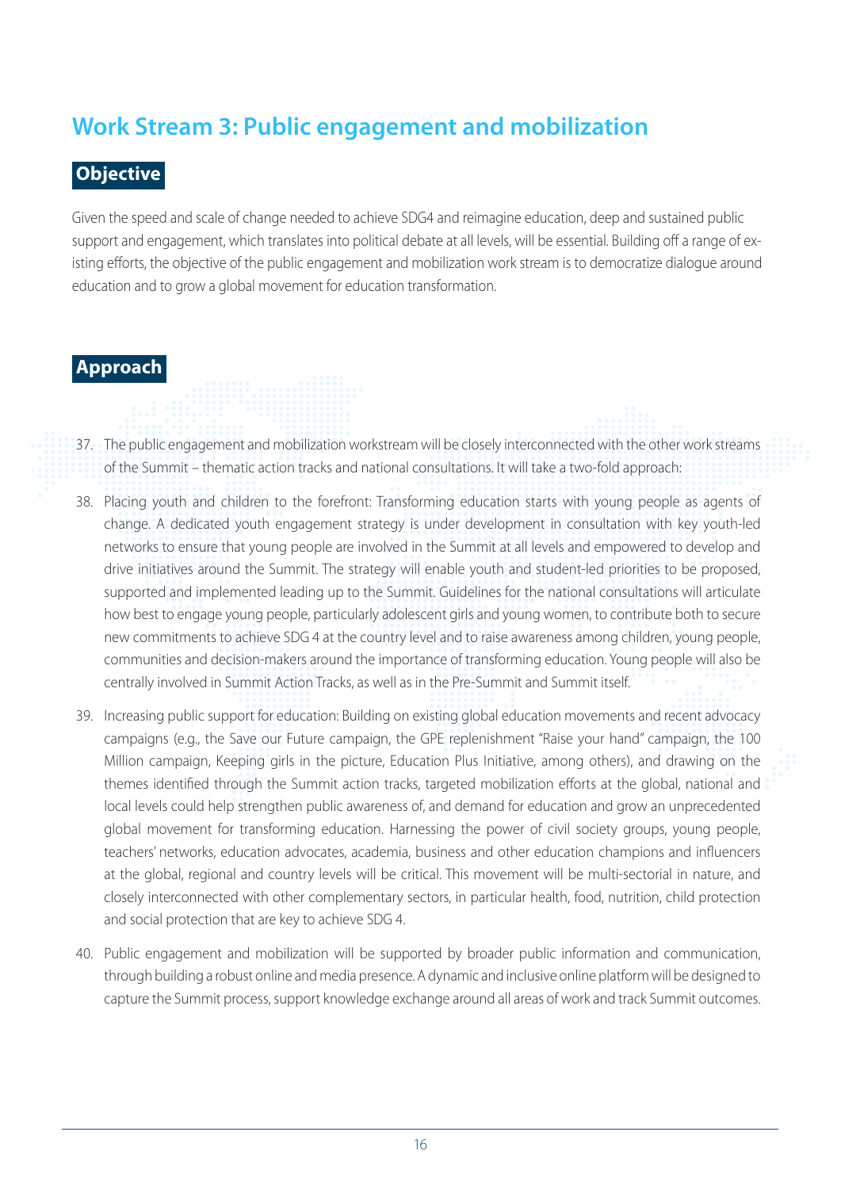## Work Stream 3: Public engagement and mobilization

### Objective

Given the speed and scale of change needed to achieve SDG4 and reimagine education, deep and sustained public support and engagement, which translates into political debate at all levels, will be essential. Building off a range of existing efforts, the objective of the public engagement and mobilization work stream is to democratize dialogue around education and to grow a global movement for education transformation.

### Approach

37. The public engagement and mobilization workstream will be closely interconnected with the other work streams of the Summit – thematic action tracks and national consultations. It will take a two-fold approach:

38. Placing youth and children to the forefront: Transforming education starts with young people as agents of change. A dedicated youth engagement strategy is under development in consultation with key youth-led networks to ensure that young people are involved in the Summit at all levels and empowered to develop and drive initiatives around the Summit. The strategy will enable youth and student-led priorities to be proposed, supported and implemented leading up to the Summit. Guidelines for the national consultations will articulate how best to engage young people, particularly adolescent girls and young women, to contribute both to secure new commitments to achieve SDG 4 at the country level and to raise awareness among children, young people, communities and decision-makers around the importance of transforming education. Young people will also be centrally involved in Summit Action Tracks, as well as in the Pre-Summit and Summit itself.

39. Increasing public support for education: Building on existing global education movements and recent advocacy campaigns (e.g., the Save our Future campaign, the GPE replenishment "Raise your hand" campaign, the 100 Million campaign, Keeping girls in the picture, Education Plus Initiative, among others), and drawing on the themes identified through the Summit action tracks, targeted mobilization efforts at the global, national and local levels could help strengthen public awareness of, and demand for education and grow an unprecedented global movement for transforming education. Harnessing the power of civil society groups, young people, teachers' networks, education advocates, academia, business and other education champions and influencers at the global, regional and country levels will be critical. This movement will be multi-sectorial in nature, and closely interconnected with other complementary sectors, in particular health, food, nutrition, child protection and social protection that are key to achieve SDG 4.

40. Public engagement and mobilization will be supported by broader public information and communication, through building a robust online and media presence. A dynamic and inclusive online platform will be designed to capture the Summit process, support knowledge exchange around all areas of work and track Summit outcomes.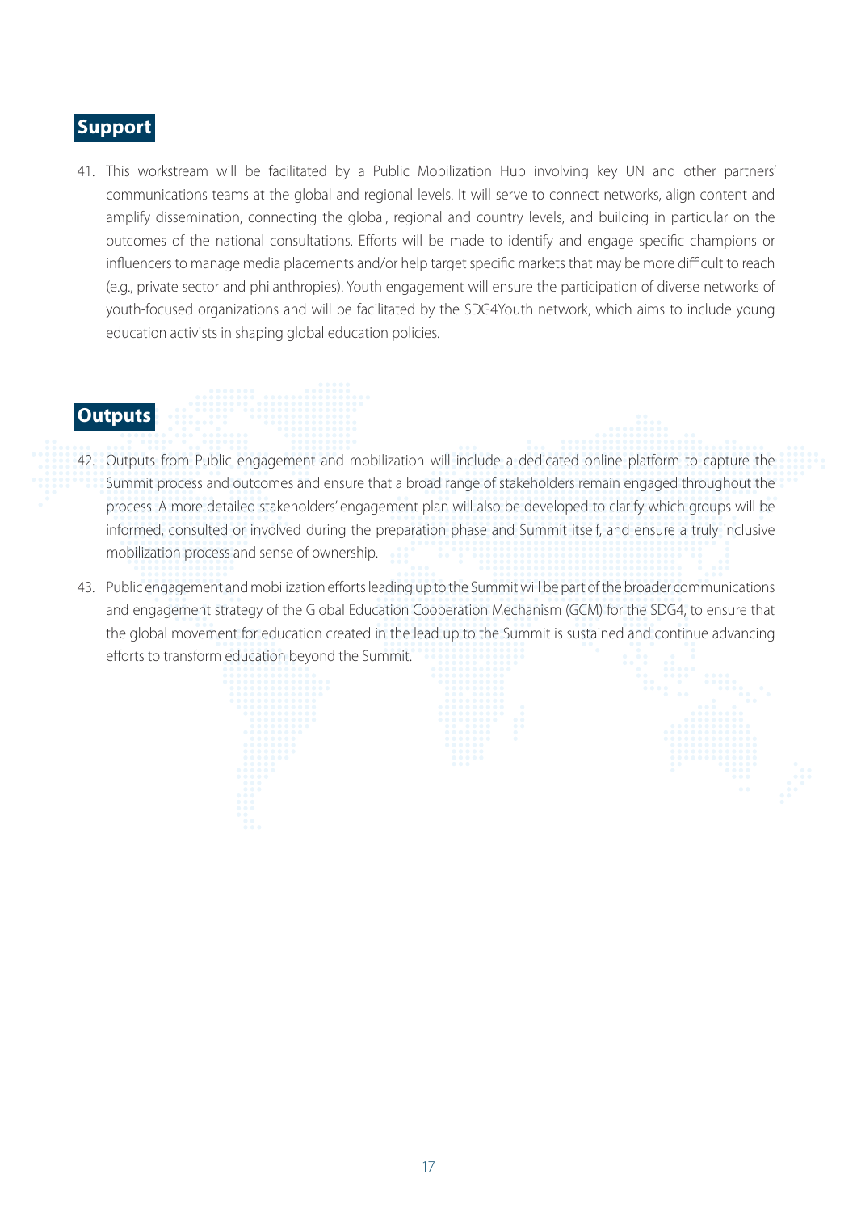## Support

41. This workstream will be facilitated by a Public Mobilization Hub involving key UN and other partners' communications teams at the global and regional levels. It will serve to connect networks, align content and amplify dissemination, connecting the global, regional and country levels, and building in particular on the outcomes of the national consultations. Efforts will be made to identify and engage specific champions or influencers to manage media placements and/or help target specific markets that may be more difficult to reach (e.g., private sector and philanthropies). Youth engagement will ensure the participation of diverse networks of youth-focused organizations and will be facilitated by the SDG4Youth network, which aims to include young education activists in shaping global education policies.

## Outputs

42. Outputs from Public engagement and mobilization will include a dedicated online platform to capture the Summit process and outcomes and ensure that a broad range of stakeholders remain engaged throughout the process. A more detailed stakeholders' engagement plan will also be developed to clarify which groups will be informed, consulted or involved during the preparation phase and Summit itself, and ensure a truly inclusive mobilization process and sense of ownership.

43. Public engagement and mobilization efforts leading up to the Summit will be part of the broader communications and engagement strategy of the Global Education Cooperation Mechanism (GCM) for the SDG4, to ensure that the global movement for education created in the lead up to the Summit is sustained and continue advancing efforts to transform education beyond the Summit.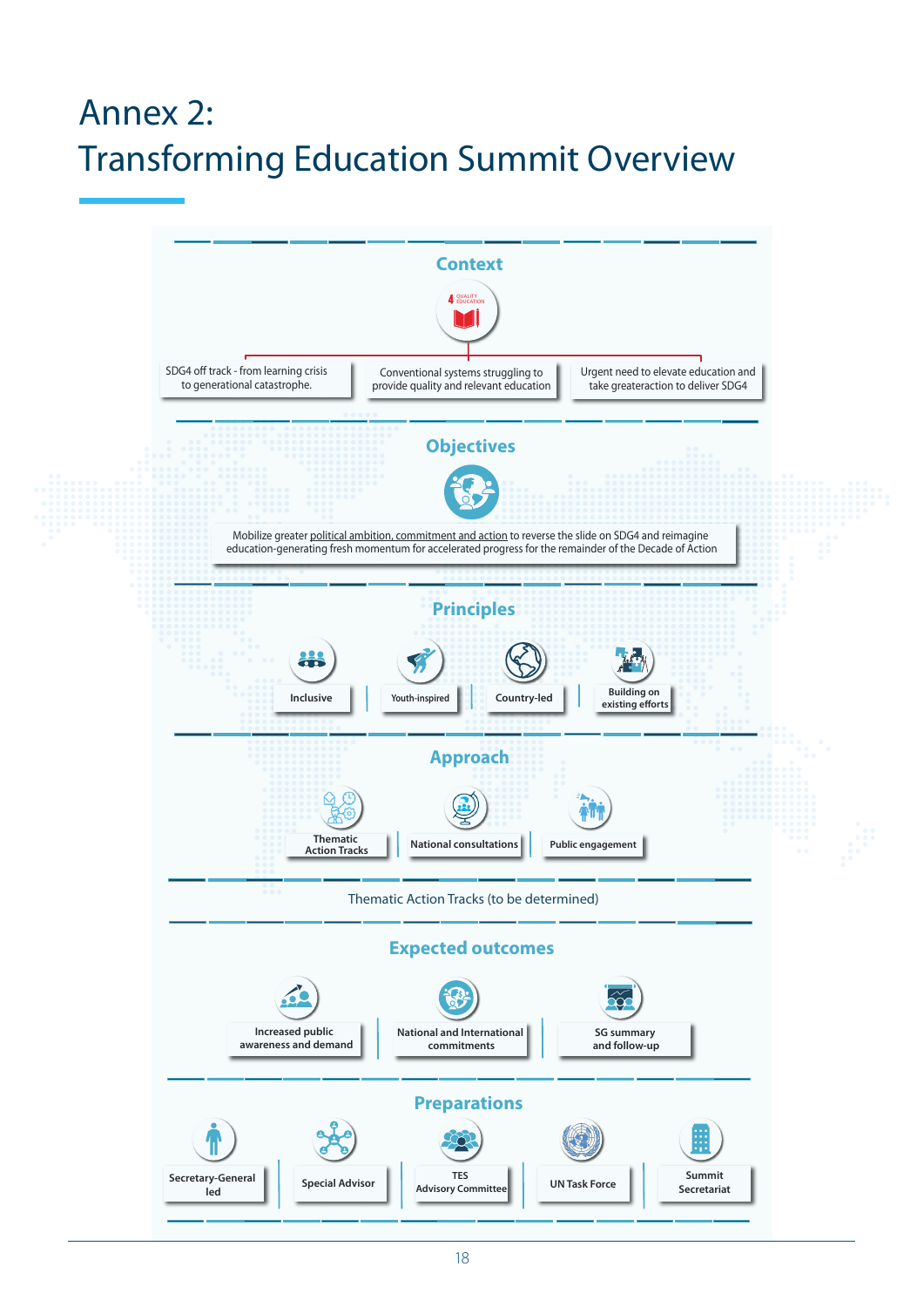# Annex 2: Transforming Education Summit Overview

## Context

- SDG4 off track - from learning crisis to generational catastrophe.
- Conventional systems struggling to provide quality and relevant education
- Urgent need to elevate education and take greateraction to deliver SDG4

## Objectives

Mobilize greater political ambition, commitment and action to reverse the slide on SDG4 and reimagine education-generating fresh momentum for accelerated progress for the remainder of the Decade of Action

## Principles

- Inclusive
- Youth-inspired
- Country-led
- Building on existing efforts

## Approach

- Thematic Action Tracks
- National consultations
- Public engagement

Thematic Action Tracks (to be determined)

## Expected outcomes

- Increased public awareness and demand
- National and International commitments
- SG summary and follow-up

## Preparations

- Secretary-General led
- Special Advisor
- TES Advisory Committee
- UN Task Force
- Summit Secretariat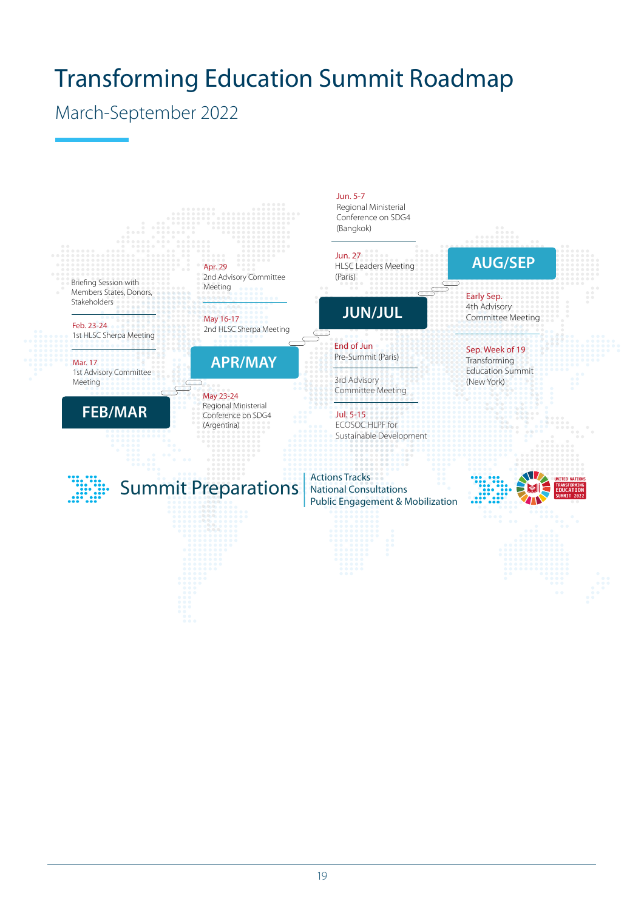# Transforming Education Summit Roadmap

## March-September 2022

### FEB/MAR

Briefing Session with Members States, Donors, Stakeholders

Feb. 23-24
1st HLSC Sherpa Meeting

Mar. 17
1st Advisory Committee Meeting

### APR/MAY

Apr. 29
2nd Advisory Committee Meeting

May 16-17
2nd HLSC Sherpa Meeting

May 23-24
Regional Ministerial Conference on SDG4 (Argentina)

### JUN/JUL

Jun. 5-7
Regional Ministerial Conference on SDG4 (Bangkok)

Jun. 27
HLSC Leaders Meeting (Paris)

End of Jun
Pre-Summit (Paris)

3rd Advisory Committee Meeting

Jul. 5-15
ECOSOC HLPF for Sustainable Development

### AUG/SEP

Early Sep.
4th Advisory Committee Meeting

Sep. Week of 19
Transforming Education Summit (New York)

## Summit Preparations

- Actions Tracks
- National Consultations
- Public Engagement & Mobilization

UNITED NATIONS TRANSFORMING EDUCATION SUMMIT 2022